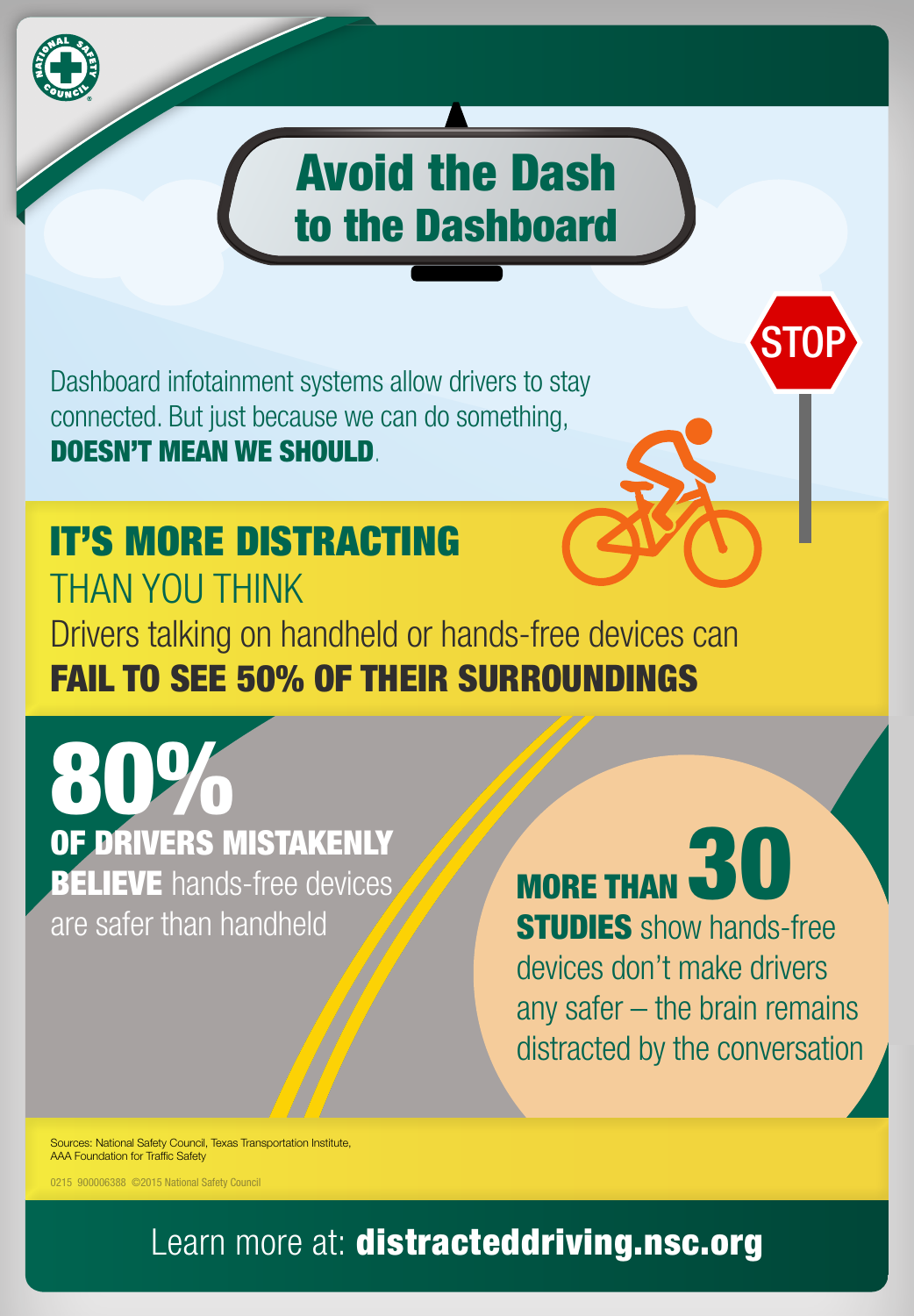# Avoid the Dash to the Dashboard

Dashboard infotainment systems allow drivers to stay connected. But just because we can do something, **DOESN'T MEAN WE SHOULD**.

STOP

## IT'S MORE DISTRACTING THAN YOU THINK

Drivers talking on handheld or hands-free devices can **FAIL TO SEE 50% OF THEIR SURROUNDINGS**

**80%**

**OF DRIVERS MISTAKENLY BELIEVE** hands-free devices are safer than handheld

**MORE THAN 30 STUDIES** show hands-free devices don't make drivers any safer – the brain remains distracted by the conversation

Sources: National Safety Council, Texas Transportation Institute, AAA Foundation for Traffic Safety

0215 900006388 ©2015 National Safety Council

Learn more at: **distracteddriving.nsc.org**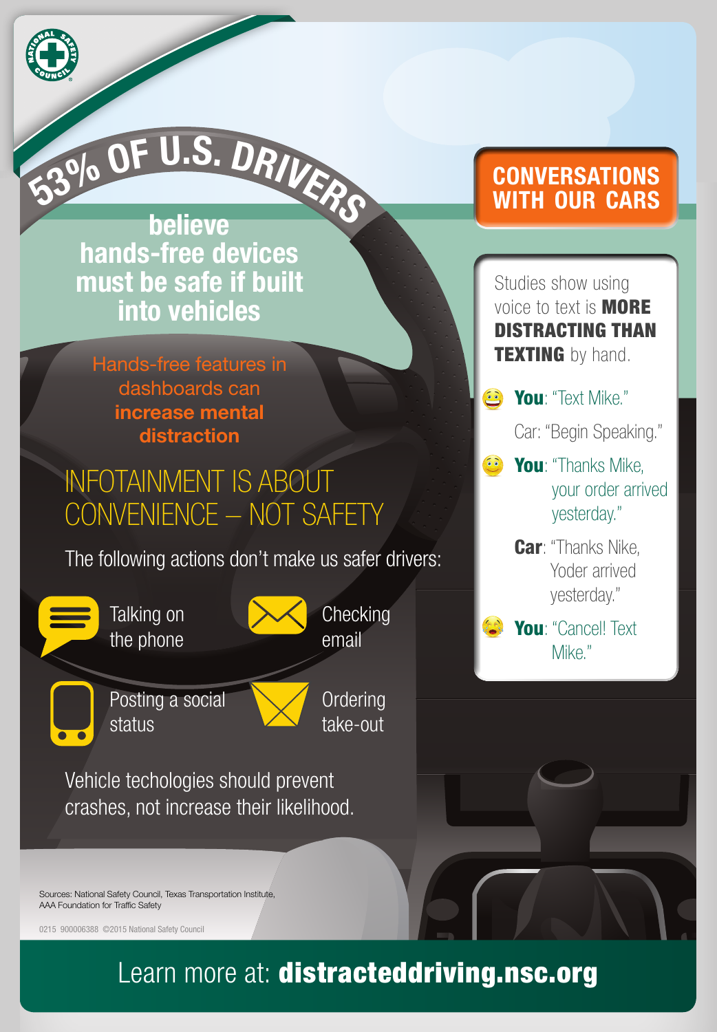# 53% OF U.S. DRIVERS

**believe hands-free devices must be safe if built into vehicles**

Hands-free features in dashboards can **increase mental distraction**

## INFOTAINMENT IS ABOUT CONVENIENCE – NOT SAFETY

The following actions don't make us safer drivers:

- Talking on the phone
- Checking email
- Posting a social status
- Ordering take-out

Vehicle techologies should prevent crashes, not increase their likelihood.

## CONVERSATIONS WITH OUR CARS

Studies show using voice to text is **MORE DISTRACTING THAN TEXTING** by hand.

**You**: "Text Mike."

Car: "Begin Speaking."

**You**: "Thanks Mike, your order arrived yesterday."

**Car**: "Thanks Nike, Yoder arrived yesterday."

**You**: "Cancel! Text Mike."

Sources: National Safety Council, Texas Transportation Institute, AAA Foundation for Traffic Safety

0215 900006388 ©2015 National Safety Council

Learn more at: **distracteddriving.nsc.org**